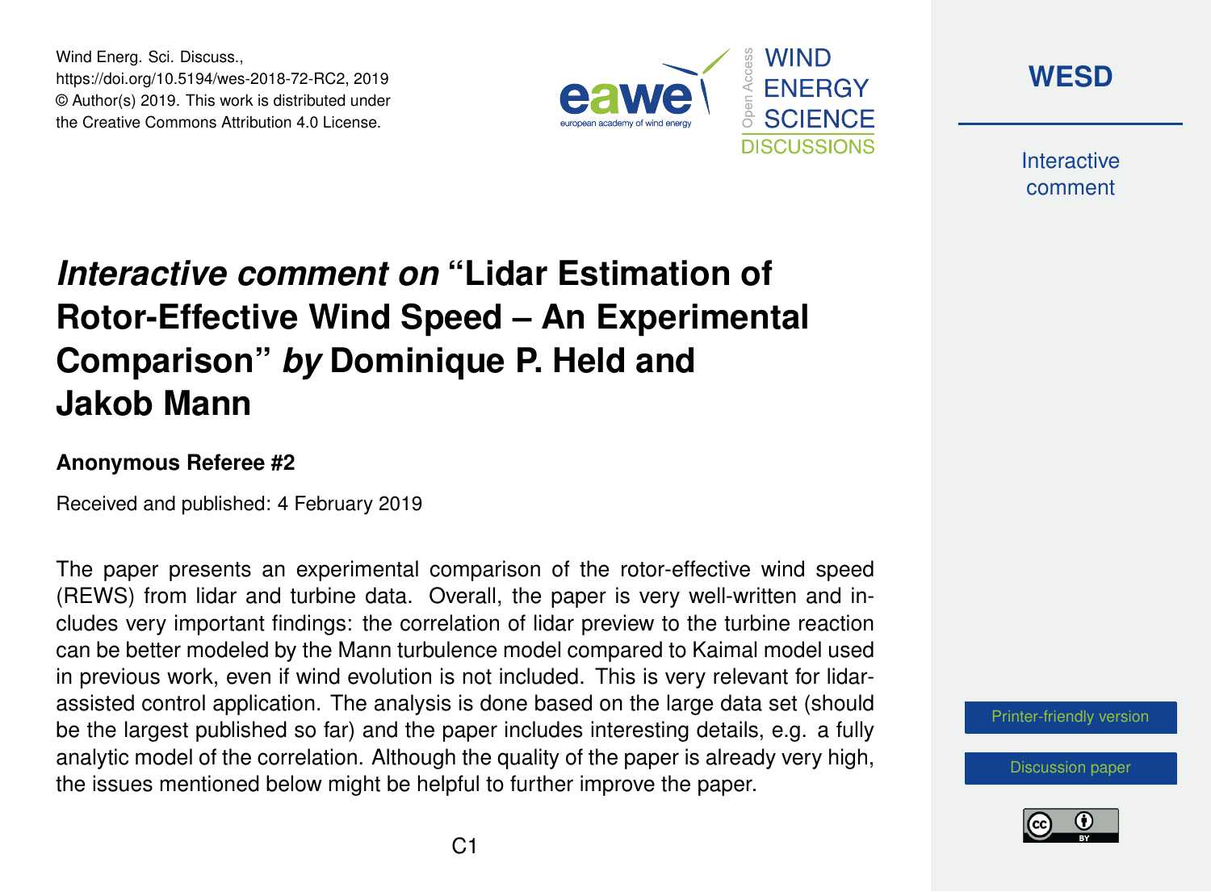# *Interactive comment on* "Lidar Estimation of Rotor-Effective Wind Speed – An Experimental Comparison" *by* Dominique P. Held and Jakob Mann

**Anonymous Referee #2**

Received and published: 4 February 2019

The paper presents an experimental comparison of the rotor-effective wind speed (REWS) from lidar and turbine data. Overall, the paper is very well-written and includes very important findings: the correlation of lidar preview to the turbine reaction can be better modeled by the Mann turbulence model compared to Kaimal model used in previous work, even if wind evolution is not included. This is very relevant for lidar-assisted control application. The analysis is done based on the large data set (should be the largest published so far) and the paper includes interesting details, e.g. a fully analytic model of the correlation. Although the quality of the paper is already very high, the issues mentioned below might be helpful to further improve the paper.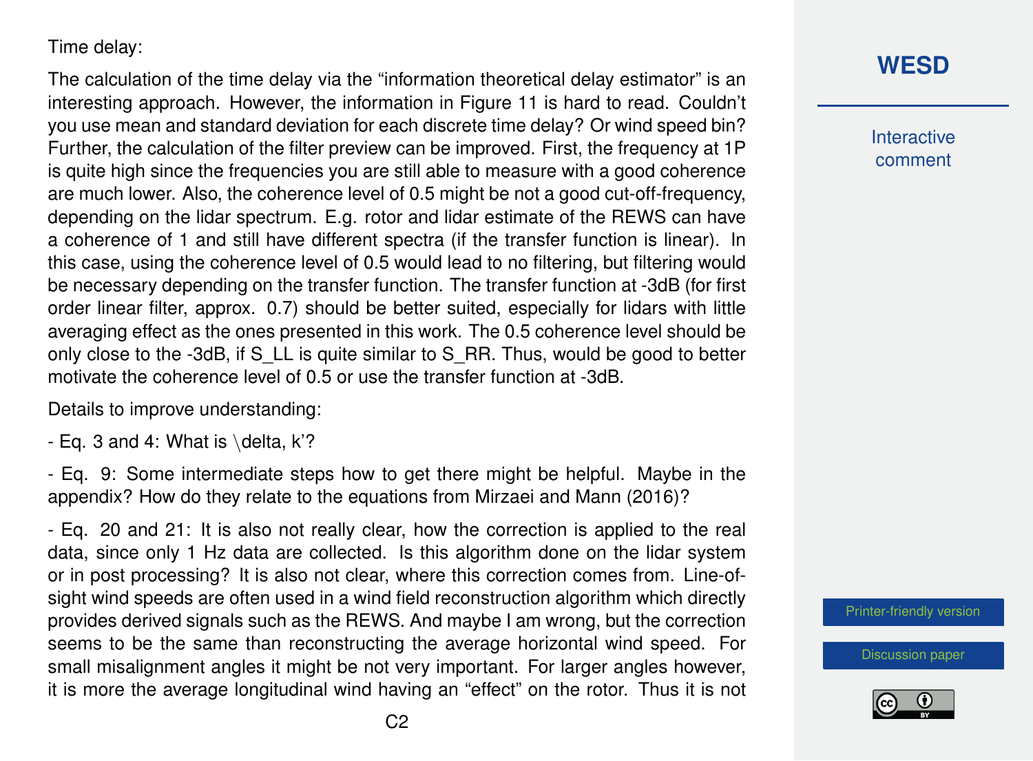Time delay:

The calculation of the time delay via the "information theoretical delay estimator" is an interesting approach. However, the information in Figure 11 is hard to read. Couldn't you use mean and standard deviation for each discrete time delay? Or wind speed bin? Further, the calculation of the filter preview can be improved. First, the frequency at 1P is quite high since the frequencies you are still able to measure with a good coherence are much lower. Also, the coherence level of 0.5 might be not a good cut-off-frequency, depending on the lidar spectrum. E.g. rotor and lidar estimate of the REWS can have a coherence of 1 and still have different spectra (if the transfer function is linear). In this case, using the coherence level of 0.5 would lead to no filtering, but filtering would be necessary depending on the transfer function. The transfer function at -3dB (for first order linear filter, approx. 0.7) should be better suited, especially for lidars with little averaging effect as the ones presented in this work. The 0.5 coherence level should be only close to the -3dB, if $S_{LL}$ is quite similar to $S_{RR}$. Thus, would be good to better motivate the coherence level of 0.5 or use the transfer function at -3dB.

Details to improve understanding:

- Eq. 3 and 4: What is $\delta$, k'?

- Eq. 9: Some intermediate steps how to get there might be helpful. Maybe in the appendix? How do they relate to the equations from Mirzaei and Mann (2016)?

- Eq. 20 and 21: It is also not really clear, how the correction is applied to the real data, since only 1 Hz data are collected. Is this algorithm done on the lidar system or in post processing? It is also not clear, where this correction comes from. Line-of-sight wind speeds are often used in a wind field reconstruction algorithm which directly provides derived signals such as the REWS. And maybe I am wrong, but the correction seems to be the same than reconstructing the average horizontal wind speed. For small misalignment angles it might be not very important. For larger angles however, it is more the average longitudinal wind having an "effect" on the rotor. Thus it is not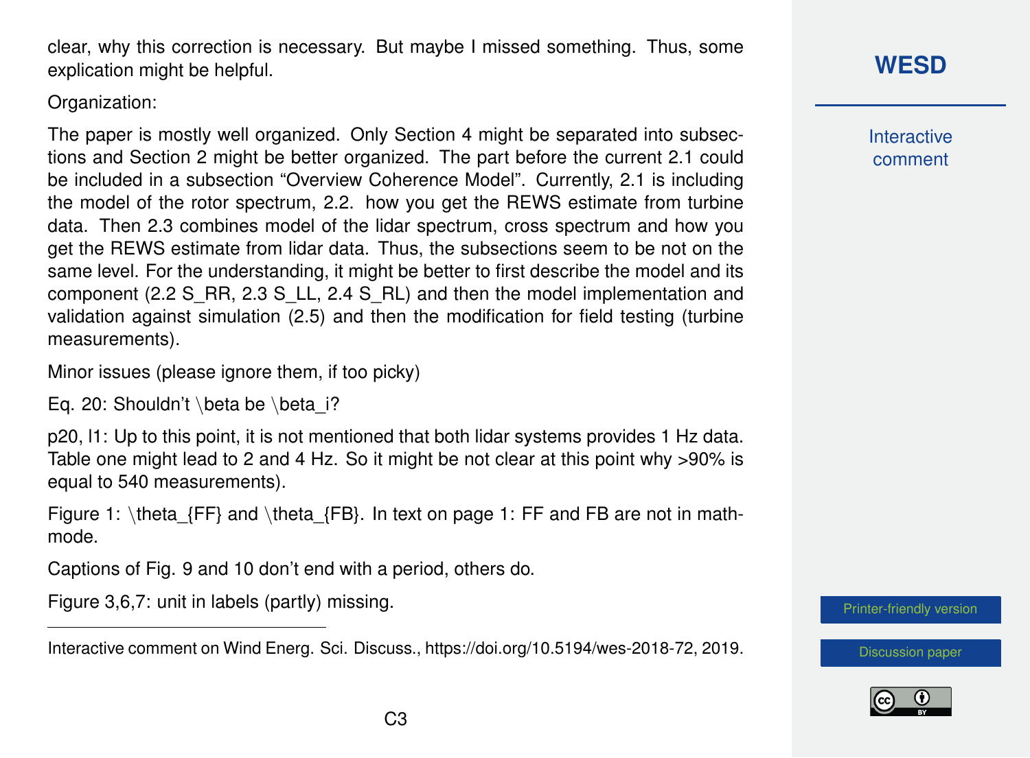clear, why this correction is necessary. But maybe I missed something. Thus, some explication might be helpful.

Organization:

The paper is mostly well organized. Only Section 4 might be separated into subsections and Section 2 might be better organized. The part before the current 2.1 could be included in a subsection "Overview Coherence Model". Currently, 2.1 is including the model of the rotor spectrum, 2.2. how you get the REWS estimate from turbine data. Then 2.3 combines model of the lidar spectrum, cross spectrum and how you get the REWS estimate from lidar data. Thus, the subsections seem to be not on the same level. For the understanding, it might be better to first describe the model and its component (2.2 $S_{RR}$, 2.3 $S_{LL}$, 2.4 $S_{RL}$) and then the model implementation and validation against simulation (2.5) and then the modification for field testing (turbine measurements).

Minor issues (please ignore them, if too picky)

Eq. 20: Shouldn't \beta be \beta_i?

p20, l1: Up to this point, it is not mentioned that both lidar systems provides 1 Hz data. Table one might lead to 2 and 4 Hz. So it might be not clear at this point why >90% is equal to 540 measurements).

Figure 1: \theta_{FF} and \theta_{FB}. In text on page 1: FF and FB are not in math-mode.

Captions of Fig. 9 and 10 don't end with a period, others do.

Figure 3,6,7: unit in labels (partly) missing.

---

Interactive comment on Wind Energ. Sci. Discuss., https://doi.org/10.5194/wes-2018-72, 2019.